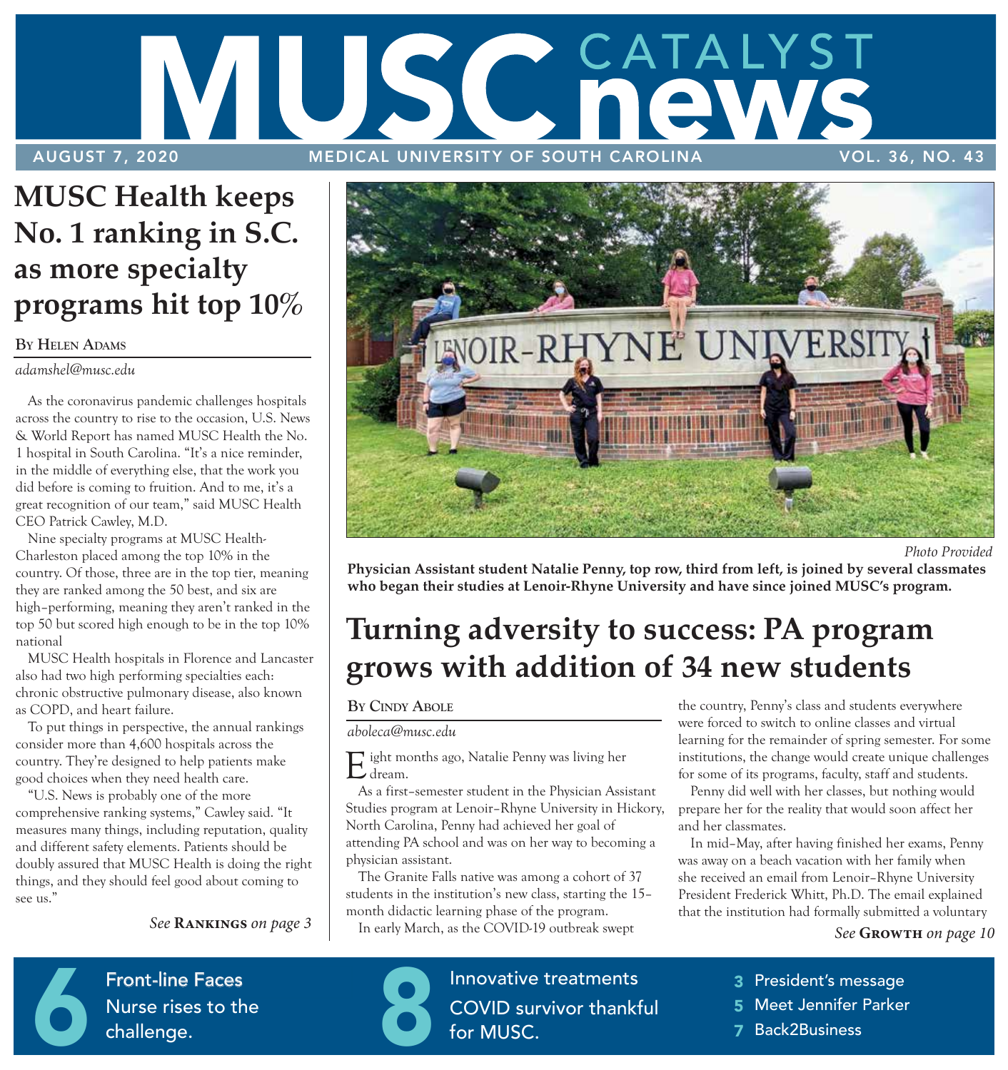# MUSC CATALYST news

AUGUST 7, 2020 | MEDICAL UNIVERSITY OF SOUTH CAROLINA | VOL. 36, NO. 43

## MUSC Health keeps No. 1 ranking in S.C. as more specialty programs hit top 10%

**By Helen Adams**

*adamshel@musc.edu*

As the coronavirus pandemic challenges hospitals across the country to rise to the occasion, U.S. News & World Report has named MUSC Health the No. 1 hospital in South Carolina. "It's a nice reminder, in the middle of everything else, that the work you did before is coming to fruition. And to me, it's a great recognition of our team," said MUSC Health CEO Patrick Cawley, M.D.

Nine specialty programs at MUSC Health-Charleston placed among the top 10% in the country. Of those, three are in the top tier, meaning they are ranked among the 50 best, and six are high–performing, meaning they aren't ranked in the top 50 but scored high enough to be in the top 10% national

MUSC Health hospitals in Florence and Lancaster also had two high performing specialties each: chronic obstructive pulmonary disease, also known as COPD, and heart failure.

To put things in perspective, the annual rankings consider more than 4,600 hospitals across the country. They're designed to help patients make good choices when they need health care.

"U.S. News is probably one of the more comprehensive ranking systems," Cawley said. "It measures many things, including reputation, quality and different safety elements. Patients should be doubly assured that MUSC Health is doing the right things, and they should feel good about coming to see us."

*See* **Rankings** *on page 3*

*Photo Provided*

**Physician Assistant student Natalie Penny, top row, third from left, is joined by several classmates who began their studies at Lenoir-Rhyne University and have since joined MUSC's program.**

## Turning adversity to success: PA program grows with addition of 34 new students

**By Cindy Abole**

*aboleca@musc.edu*

Eight months ago, Natalie Penny was living her dream.

As a first–semester student in the Physician Assistant Studies program at Lenoir–Rhyne University in Hickory, North Carolina, Penny had achieved her goal of attending PA school and was on her way to becoming a physician assistant.

The Granite Falls native was among a cohort of 37 students in the institution's new class, starting the 15–month didactic learning phase of the program.

In early March, as the COVID-19 outbreak swept the country, Penny's class and students everywhere were forced to switch to online classes and virtual learning for the remainder of spring semester. For some institutions, the change would create unique challenges for some of its programs, faculty, staff and students.

Penny did well with her classes, but nothing would prepare her for the reality that would soon affect her and her classmates.

In mid–May, after having finished her exams, Penny was away on a beach vacation with her family when she received an email from Lenoir–Rhyne University President Frederick Whitt, Ph.D. The email explained that the institution had formally submitted a voluntary

*See* **Growth** *on page 10*

**6** Front-line Faces — Nurse rises to the challenge.

**8** Innovative treatments — COVID survivor thankful for MUSC.

- **3** President's message
- **5** Meet Jennifer Parker
- **7** Back2Business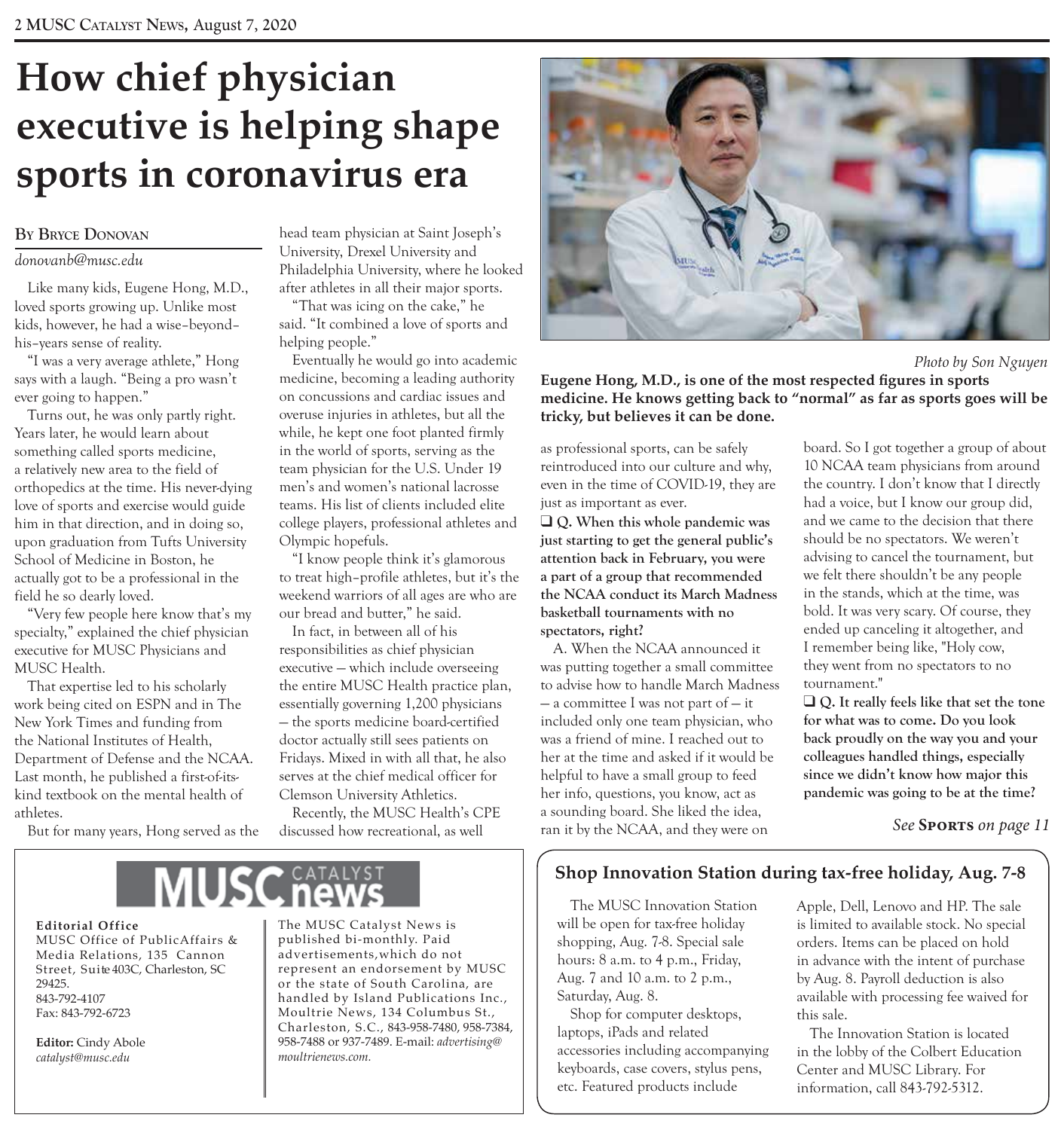# How chief physician executive is helping shape sports in coronavirus era

**By Bryce Donovan**

*donovanb@musc.edu*

Like many kids, Eugene Hong, M.D., loved sports growing up. Unlike most kids, however, he had a wise–beyond–his–years sense of reality.

"I was a very average athlete," Hong says with a laugh. "Being a pro wasn't ever going to happen."

Turns out, he was only partly right. Years later, he would learn about something called sports medicine, a relatively new area to the field of orthopedics at the time. His never-dying love of sports and exercise would guide him in that direction, and in doing so, upon graduation from Tufts University School of Medicine in Boston, he actually got to be a professional in the field he so dearly loved.

"Very few people here know that's my specialty," explained the chief physician executive for MUSC Physicians and MUSC Health.

That expertise led to his scholarly work being cited on ESPN and in The New York Times and funding from the National Institutes of Health, Department of Defense and the NCAA. Last month, he published a first-of-its-kind textbook on the mental health of athletes.

But for many years, Hong served as the head team physician at Saint Joseph's University, Drexel University and Philadelphia University, where he looked after athletes in all their major sports.

"That was icing on the cake," he said. "It combined a love of sports and helping people."

Eventually he would go into academic medicine, becoming a leading authority on concussions and cardiac issues and overuse injuries in athletes, but all the while, he kept one foot planted firmly in the world of sports, serving as the team physician for the U.S. Under 19 men's and women's national lacrosse teams. His list of clients included elite college players, professional athletes and Olympic hopefuls.

"I know people think it's glamorous to treat high–profile athletes, but it's the weekend warriors of all ages are who are our bread and butter," he said.

In fact, in between all of his responsibilities as chief physician executive — which include overseeing the entire MUSC Health practice plan, essentially governing 1,200 physicians — the sports medicine board-certified doctor actually still sees patients on Fridays. Mixed in with all that, he also serves at the chief medical officer for Clemson University Athletics.

Recently, the MUSC Health's CPE discussed how recreational, as well as professional sports, can be safely reintroduced into our culture and why, even in the time of COVID-19, they are just as important as ever.

*Photo by Son Nguyen*

**Eugene Hong, M.D., is one of the most respected figures in sports medicine. He knows getting back to "normal" as far as sports goes will be tricky, but believes it can be done.**

❑ **Q. When this whole pandemic was just starting to get the general public's attention back in February, you were a part of a group that recommended the NCAA conduct its March Madness basketball tournaments with no spectators, right?**

A. When the NCAA announced it was putting together a small committee to advise how to handle March Madness — a committee I was not part of — it included only one team physician, who was a friend of mine. I reached out to her at the time and asked if it would be helpful to have a small group to feed her info, questions, you know, act as a sounding board. She liked the idea, ran it by the NCAA, and they were on board. So I got together a group of about 10 NCAA team physicians from around the country. I don't know that I directly had a voice, but I know our group did, and we came to the decision that there should be no spectators. We weren't advising to cancel the tournament, but we felt there shouldn't be any people in the stands, which at the time, was bold. It was very scary. Of course, they ended up canceling it altogether, and I remember being like, "Holy cow, they went from no spectators to no tournament."

❑ **Q. It really feels like that set the tone for what was to come. Do you look back proudly on the way you and your colleagues handled things, especially since we didn't know how major this pandemic was going to be at the time?**

*See* **Sports** *on page 11*

---

MUSC Catalyst news

**Editorial Office**
MUSC Office of PublicAffairs & Media Relations, 135 Cannon Street, Suite 403C, Charleston, SC 29425.
843-792-4107
Fax: 843-792-6723

**Editor:** Cindy Abole
*catalyst@musc.edu*

The MUSC Catalyst News is published bi-monthly. Paid advertisements,which do not represent an endorsement by MUSC or the state of South Carolina, are handled by Island Publications Inc., Moultrie News, 134 Columbus St., Charleston, S.C., 843-958-7480, 958-7384, 958-7488 or 937-7489. E-mail: *advertising@moultrienews.com.*

---

## Shop Innovation Station during tax-free holiday, Aug. 7-8

The MUSC Innovation Station will be open for tax-free holiday shopping, Aug. 7-8. Special sale hours: 8 a.m. to 4 p.m., Friday, Aug. 7 and 10 a.m. to 2 p.m., Saturday, Aug. 8.

Shop for computer desktops, laptops, iPads and related accessories including accompanying keyboards, case covers, stylus pens, etc. Featured products include Apple, Dell, Lenovo and HP. The sale is limited to available stock. No special orders. Items can be placed on hold in advance with the intent of purchase by Aug. 8. Payroll deduction is also available with processing fee waived for this sale.

The Innovation Station is located in the lobby of the Colbert Education Center and MUSC Library. For information, call 843-792-5312.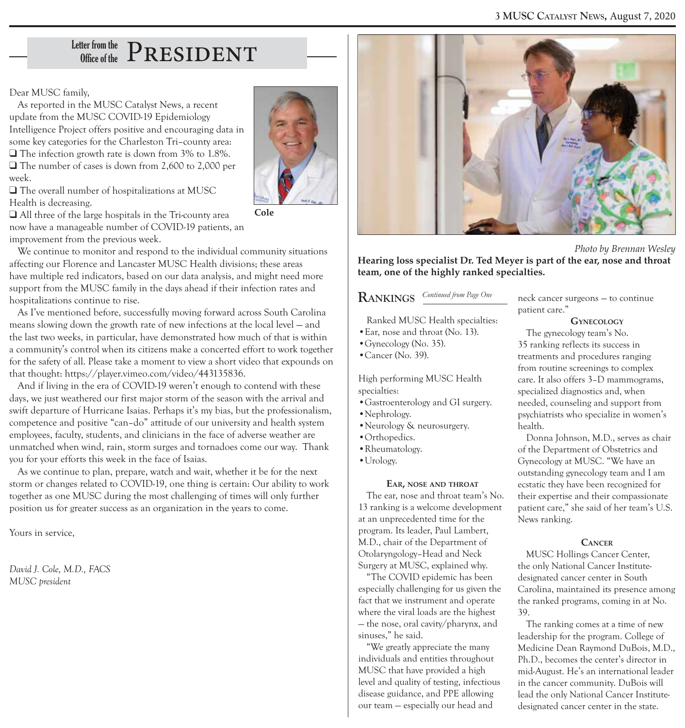## Letter from the Office of the PRESIDENT

Dear MUSC family,

As reported in the MUSC Catalyst News, a recent update from the MUSC COVID-19 Epidemiology Intelligence Project offers positive and encouraging data in some key categories for the Charleston Tri–county area:

- ❑ The infection growth rate is down from 3% to 1.8%.
- ❑ The number of cases is down from 2,600 to 2,000 per week.
- ❑ The overall number of hospitalizations at MUSC Health is decreasing.
- ❑ All three of the large hospitals in the Tri-county area now have a manageable number of COVID-19 patients, an improvement from the previous week.

Cole

We continue to monitor and respond to the individual community situations affecting our Florence and Lancaster MUSC Health divisions; these areas have multiple red indicators, based on our data analysis, and might need more support from the MUSC family in the days ahead if their infection rates and hospitalizations continue to rise.

As I've mentioned before, successfully moving forward across South Carolina means slowing down the growth rate of new infections at the local level — and the last two weeks, in particular, have demonstrated how much of that is within a community's control when its citizens make a concerted effort to work together for the safety of all. Please take a moment to view a short video that expounds on that thought: https://player.vimeo.com/video/443135836.

And if living in the era of COVID-19 weren't enough to contend with these days, we just weathered our first major storm of the season with the arrival and swift departure of Hurricane Isaias. Perhaps it's my bias, but the professionalism, competence and positive "can–do" attitude of our university and health system employees, faculty, students, and clinicians in the face of adverse weather are unmatched when wind, rain, storm surges and tornadoes come our way. Thank you for your efforts this week in the face of Isaias.

As we continue to plan, prepare, watch and wait, whether it be for the next storm or changes related to COVID-19, one thing is certain: Our ability to work together as one MUSC during the most challenging of times will only further position us for greater success as an organization in the years to come.

Yours in service,

*David J. Cole, M.D., FACS*
*MUSC president*

*Photo by Brennan Wesley*

**Hearing loss specialist Dr. Ted Meyer is part of the ear, nose and throat team, one of the highly ranked specialties.**

## RANKINGS *Continued from Page One*

Ranked MUSC Health specialties:

- Ear, nose and throat (No. 13).
- Gynecology (No. 35).
- Cancer (No. 39).

High performing MUSC Health specialties:

- Gastroenterology and GI surgery.
- Nephrology.
- Neurology & neurosurgery.
- Orthopedics.
- Rheumatology.
- Urology.

### EAR, NOSE AND THROAT

The ear, nose and throat team's No. 13 ranking is a welcome development at an unprecedented time for the program. Its leader, Paul Lambert, M.D., chair of the Department of Otolaryngology–Head and Neck Surgery at MUSC, explained why.

"The COVID epidemic has been especially challenging for us given the fact that we instrument and operate where the viral loads are the highest — the nose, oral cavity/pharynx, and sinuses," he said.

"We greatly appreciate the many individuals and entities throughout MUSC that have provided a high level and quality of testing, infectious disease guidance, and PPE allowing our team — especially our head and neck cancer surgeons — to continue patient care."

### GYNECOLOGY

The gynecology team's No. 35 ranking reflects its success in treatments and procedures ranging from routine screenings to complex care. It also offers 3–D mammograms, specialized diagnostics and, when needed, counseling and support from psychiatrists who specialize in women's health.

Donna Johnson, M.D., serves as chair of the Department of Obstetrics and Gynecology at MUSC. "We have an outstanding gynecology team and I am ecstatic they have been recognized for their expertise and their compassionate patient care," she said of her team's U.S. News ranking.

### CANCER

MUSC Hollings Cancer Center, the only National Cancer Institute-designated cancer center in South Carolina, maintained its presence among the ranked programs, coming in at No. 39.

The ranking comes at a time of new leadership for the program. College of Medicine Dean Raymond DuBois, M.D., Ph.D., becomes the center's director in mid-August. He's an international leader in the cancer community. DuBois will lead the only National Cancer Institute-designated cancer center in the state.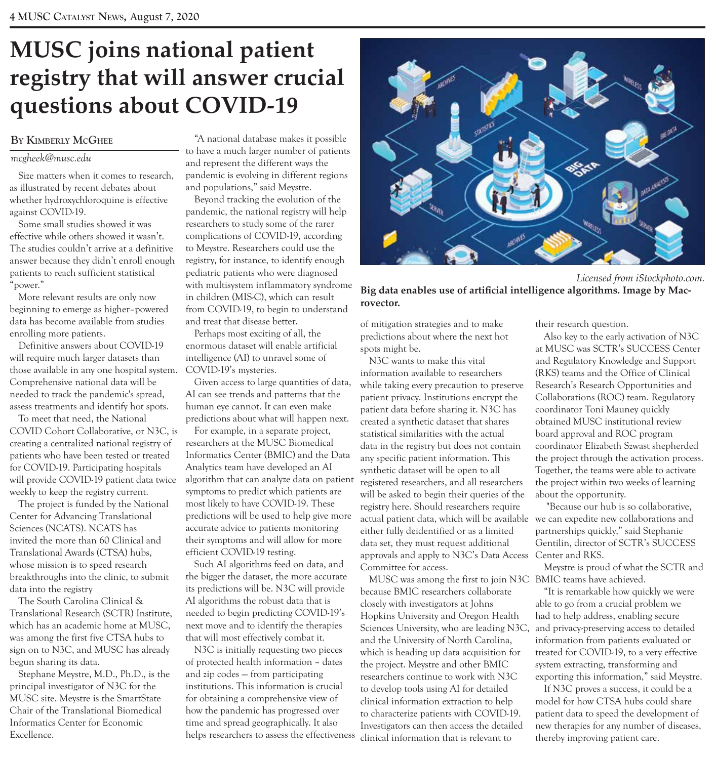# MUSC joins national patient registry that will answer crucial questions about COVID-19

**By Kimberly McGhee**

*mcgheek@musc.edu*

Size matters when it comes to research, as illustrated by recent debates about whether hydroxychloroquine is effective against COVID-19.

Some small studies showed it was effective while others showed it wasn't. The studies couldn't arrive at a definitive answer because they didn't enroll enough patients to reach sufficient statistical "power."

More relevant results are only now beginning to emerge as higher–powered data has become available from studies enrolling more patients.

Definitive answers about COVID-19 will require much larger datasets than those available in any one hospital system. Comprehensive national data will be needed to track the pandemic's spread, assess treatments and identify hot spots.

To meet that need, the National COVID Cohort Collaborative, or N3C, is creating a centralized national registry of patients who have been tested or treated for COVID-19. Participating hospitals will provide COVID-19 patient data twice weekly to keep the registry current.

The project is funded by the National Center for Advancing Translational Sciences (NCATS). NCATS has invited the more than 60 Clinical and Translational Awards (CTSA) hubs, whose mission is to speed research breakthroughs into the clinic, to submit data into the registry

The South Carolina Clinical & Translational Research (SCTR) Institute, which has an academic home at MUSC, was among the first five CTSA hubs to sign on to N3C, and MUSC has already begun sharing its data.

Stephane Meystre, M.D., Ph.D., is the principal investigator of N3C for the MUSC site. Meystre is the SmartState Chair of the Translational Biomedical Informatics Center for Economic Excellence.

"A national database makes it possible to have a much larger number of patients and represent the different ways the pandemic is evolving in different regions and populations," said Meystre.

Beyond tracking the evolution of the pandemic, the national registry will help researchers to study some of the rarer complications of COVID-19, according to Meystre. Researchers could use the registry, for instance, to identify enough pediatric patients who were diagnosed with multisystem inflammatory syndrome in children (MIS-C), which can result from COVID-19, to begin to understand and treat that disease better.

Perhaps most exciting of all, the enormous dataset will enable artificial intelligence (AI) to unravel some of COVID-19's mysteries.

Given access to large quantities of data, AI can see trends and patterns that the human eye cannot. It can even make predictions about what will happen next.

For example, in a separate project, researchers at the MUSC Biomedical Informatics Center (BMIC) and the Data Analytics team have developed an AI algorithm that can analyze data on patient symptoms to predict which patients are most likely to have COVID-19. These predictions will be used to help give more accurate advice to patients monitoring their symptoms and will allow for more efficient COVID-19 testing.

Such AI algorithms feed on data, and the bigger the dataset, the more accurate its predictions will be. N3C will provide AI algorithms the robust data that is needed to begin predicting COVID-19's next move and to identify the therapies that will most effectively combat it.

N3C is initially requesting two pieces of protected health information – dates and zip codes — from participating institutions. This information is crucial for obtaining a comprehensive view of how the pandemic has progressed over time and spread geographically. It also helps researchers to assess the effectiveness of mitigation strategies and to make predictions about where the next hot spots might be.

*Licensed from iStockphoto.com.*

**Big data enables use of artificial intelligence algorithms. Image by Macrovector.**

N3C wants to make this vital information available to researchers while taking every precaution to preserve patient privacy. Institutions encrypt the patient data before sharing it. N3C has created a synthetic dataset that shares statistical similarities with the actual data in the registry but does not contain any specific patient information. This synthetic dataset will be open to all registered researchers, and all researchers will be asked to begin their queries of the registry here. Should researchers require actual patient data, which will be available either fully deidentified or as a limited data set, they must request additional approvals and apply to N3C's Data Access Committee for access.

MUSC was among the first to join N3C because BMIC researchers collaborate closely with investigators at Johns Hopkins University and Oregon Health Sciences University, who are leading N3C, and the University of North Carolina, which is heading up data acquisition for the project. Meystre and other BMIC researchers continue to work with N3C to develop tools using AI for detailed clinical information extraction to help to characterize patients with COVID-19. Investigators can then access the detailed clinical information that is relevant to their research question.

Also key to the early activation of N3C at MUSC was SCTR's SUCCESS Center and Regulatory Knowledge and Support (RKS) teams and the Office of Clinical Research's Research Opportunities and Collaborations (ROC) team. Regulatory coordinator Toni Mauney quickly obtained MUSC institutional review board approval and ROC program coordinator Elizabeth Szwast shepherded the project through the activation process. Together, the teams were able to activate the project within two weeks of learning about the opportunity.

"Because our hub is so collaborative, we can expedite new collaborations and partnerships quickly," said Stephanie Gentilin, director of SCTR's SUCCESS Center and RKS.

Meystre is proud of what the SCTR and BMIC teams have achieved.

"It is remarkable how quickly we were able to go from a crucial problem we had to help address, enabling secure and privacy-preserving access to detailed information from patients evaluated or treated for COVID-19, to a very effective system extracting, transforming and exporting this information," said Meystre.

If N3C proves a success, it could be a model for how CTSA hubs could share patient data to speed the development of new therapies for any number of diseases, thereby improving patient care.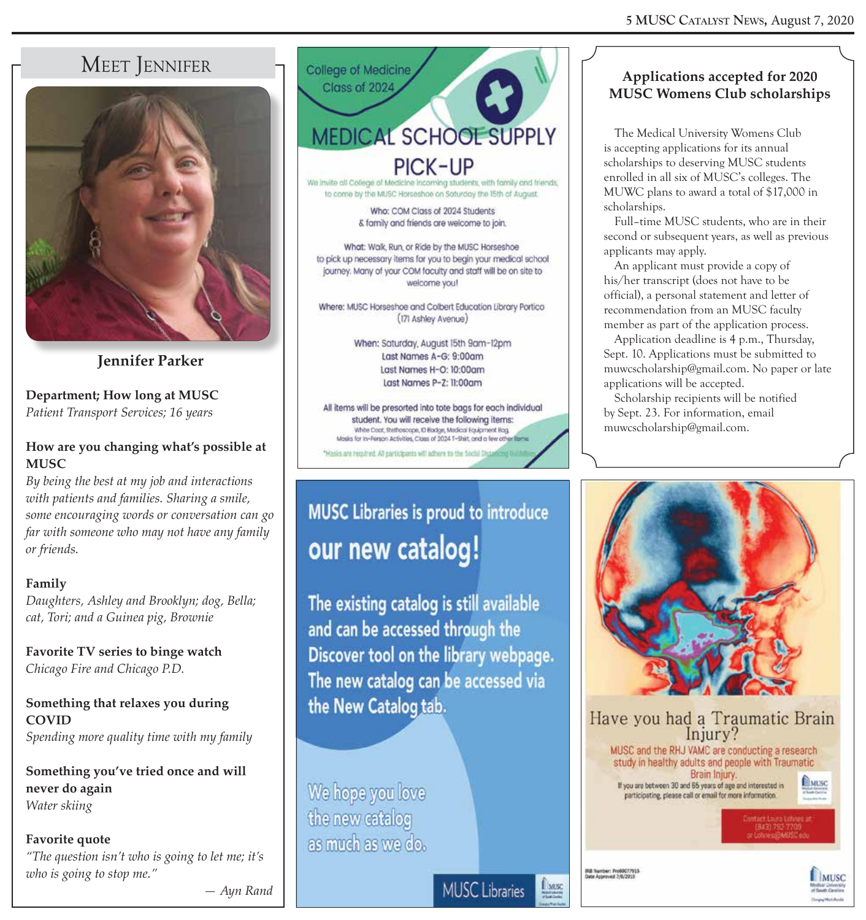## Meet Jennifer

**Jennifer Parker**

**Department; How long at MUSC**
*Patient Transport Services; 16 years*

**How are you changing what's possible at MUSC**
*By being the best at my job and interactions with patients and families. Sharing a smile, some encouraging words or conversation can go far with someone who may not have any family or friends.*

**Family**
*Daughters, Ashley and Brooklyn; dog, Bella; cat, Tori; and a Guinea pig, Brownie*

**Favorite TV series to binge watch**
*Chicago Fire and Chicago P.D.*

**Something that relaxes you during COVID**
*Spending more quality time with my family*

**Something you've tried once and will never do again**
*Water skiing*

**Favorite quote**
*"The question isn't who is going to let me; it's who is going to stop me."*
— *Ayn Rand*

---

College of Medicine Class of 2024

# MEDICAL SCHOOL SUPPLY PICK-UP

We invite all College of Medicine incoming students, with family and friends, to come by the MUSC Horseshoe on Saturday the 15th of August.

Who: COM Class of 2024 Students & family and friends are welcome to join.

What: Walk, Run, or Ride by the MUSC Horseshoe to pick up necessary items for you to begin your medical school journey. Many of your COM faculty and staff will be on site to welcome you!

Where: MUSC Horseshoe and Colbert Education Library Portico (171 Ashley Avenue)

When: Saturday, August 15th 9am-12pm
Last Names A-G: 9:00am
Last Names H-O: 10:00am
Last Names P-Z: 11:00am

All items will be presorted into tote bags for each individual student. You will receive the following items:
White Coat, Stethoscope, ID Badge, Medical Equipment Bag, Masks for In-Person Activities, Class of 2024 T-Shirt, and a few other items

*Masks are required. All participants will adhere to the Social Distancing Guidelines.

---

### Applications accepted for 2020 MUSC Womens Club scholarships

The Medical University Womens Club is accepting applications for its annual scholarships to deserving MUSC students enrolled in all six of MUSC's colleges. The MUWC plans to award a total of $17,000 in scholarships.

Full–time MUSC students, who are in their second or subsequent years, as well as previous applicants may apply.

An applicant must provide a copy of his/her transcript (does not have to be official), a personal statement and letter of recommendation from an MUSC faculty member as part of the application process.

Application deadline is 4 p.m., Thursday, Sept. 10. Applications must be submitted to muwcscholarship@gmail.com. No paper or late applications will be accepted.

Scholarship recipients will be notified by Sept. 23. For information, email muwcscholarship@gmail.com.

---

MUSC Libraries is proud to introduce **our new catalog!**

The existing catalog is still available and can be accessed through the Discover tool on the library webpage. The new catalog can be accessed via the New Catalog tab.

We hope you love the new catalog as much as we do.

MUSC Libraries

---

Have you had a Traumatic Brain Injury?

MUSC and the RHJ VAMC are conducting a research study in healthy adults and people with Traumatic Brain Injury.

If you are between 30 and 65 years of age and interested in participating, please call or email for more information.

Contact Laura Lohnes at: (843) 792-7709 or Lohnes@MUSC.edu

IRB Number: Pro00077915
Date Approved 2/6/2019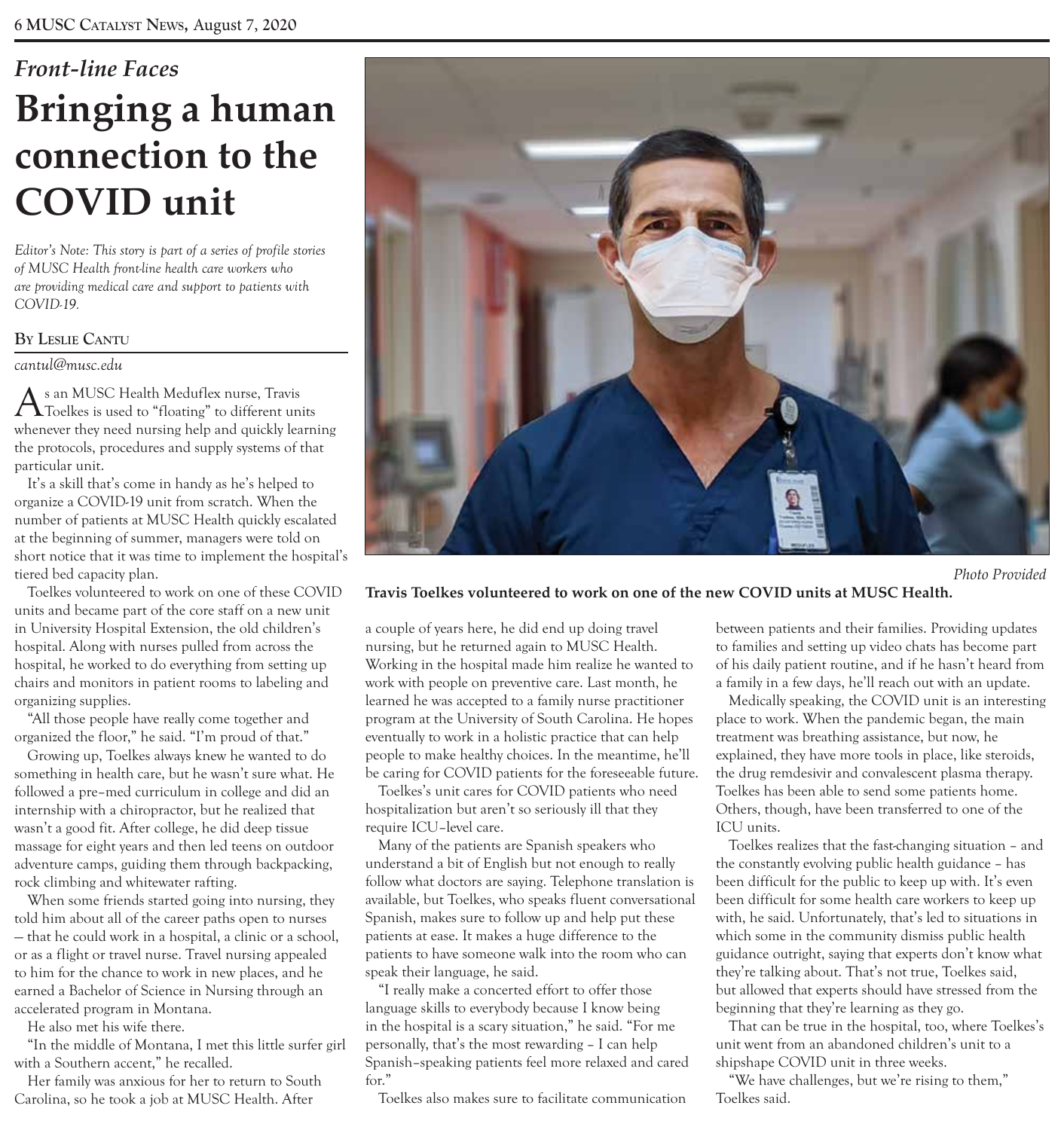*Front-line Faces*

# Bringing a human connection to the COVID unit

*Editor's Note: This story is part of a series of profile stories of MUSC Health front-line health care workers who are providing medical care and support to patients with COVID-19.*

By Leslie Cantu

*cantul@musc.edu*

As an MUSC Health Meduflex nurse, Travis Toelkes is used to "floating" to different units whenever they need nursing help and quickly learning the protocols, procedures and supply systems of that particular unit.

It's a skill that's come in handy as he's helped to organize a COVID-19 unit from scratch. When the number of patients at MUSC Health quickly escalated at the beginning of summer, managers were told on short notice that it was time to implement the hospital's tiered bed capacity plan.

Toelkes volunteered to work on one of these COVID units and became part of the core staff on a new unit in University Hospital Extension, the old children's hospital. Along with nurses pulled from across the hospital, he worked to do everything from setting up chairs and monitors in patient rooms to labeling and organizing supplies.

"All those people have really come together and organized the floor," he said. "I'm proud of that."

Growing up, Toelkes always knew he wanted to do something in health care, but he wasn't sure what. He followed a pre–med curriculum in college and did an internship with a chiropractor, but he realized that wasn't a good fit. After college, he did deep tissue massage for eight years and then led teens on outdoor adventure camps, guiding them through backpacking, rock climbing and whitewater rafting.

When some friends started going into nursing, they told him about all of the career paths open to nurses — that he could work in a hospital, a clinic or a school, or as a flight or travel nurse. Travel nursing appealed to him for the chance to work in new places, and he earned a Bachelor of Science in Nursing through an accelerated program in Montana.

He also met his wife there.

"In the middle of Montana, I met this little surfer girl with a Southern accent," he recalled.

Her family was anxious for her to return to South Carolina, so he took a job at MUSC Health. After a couple of years here, he did end up doing travel nursing, but he returned again to MUSC Health. Working in the hospital made him realize he wanted to work with people on preventive care. Last month, he learned he was accepted to a family nurse practitioner program at the University of South Carolina. He hopes eventually to work in a holistic practice that can help people to make healthy choices. In the meantime, he'll be caring for COVID patients for the foreseeable future.

Photo Provided

**Travis Toelkes volunteered to work on one of the new COVID units at MUSC Health.**

Toelkes's unit cares for COVID patients who need hospitalization but aren't so seriously ill that they require ICU–level care.

Many of the patients are Spanish speakers who understand a bit of English but not enough to really follow what doctors are saying. Telephone translation is available, but Toelkes, who speaks fluent conversational Spanish, makes sure to follow up and help put these patients at ease. It makes a huge difference to the patients to have someone walk into the room who can speak their language, he said.

"I really make a concerted effort to offer those language skills to everybody because I know being in the hospital is a scary situation," he said. "For me personally, that's the most rewarding – I can help Spanish–speaking patients feel more relaxed and cared for."

Toelkes also makes sure to facilitate communication between patients and their families. Providing updates to families and setting up video chats has become part of his daily patient routine, and if he hasn't heard from a family in a few days, he'll reach out with an update.

Medically speaking, the COVID unit is an interesting place to work. When the pandemic began, the main treatment was breathing assistance, but now, he explained, they have more tools in place, like steroids, the drug remdesivir and convalescent plasma therapy. Toelkes has been able to send some patients home. Others, though, have been transferred to one of the ICU units.

Toelkes realizes that the fast-changing situation – and the constantly evolving public health guidance – has been difficult for the public to keep up with. It's even been difficult for some health care workers to keep up with, he said. Unfortunately, that's led to situations in which some in the community dismiss public health guidance outright, saying that experts don't know what they're talking about. That's not true, Toelkes said, but allowed that experts should have stressed from the beginning that they're learning as they go.

That can be true in the hospital, too, where Toelkes's unit went from an abandoned children's unit to a shipshape COVID unit in three weeks.

"We have challenges, but we're rising to them," Toelkes said.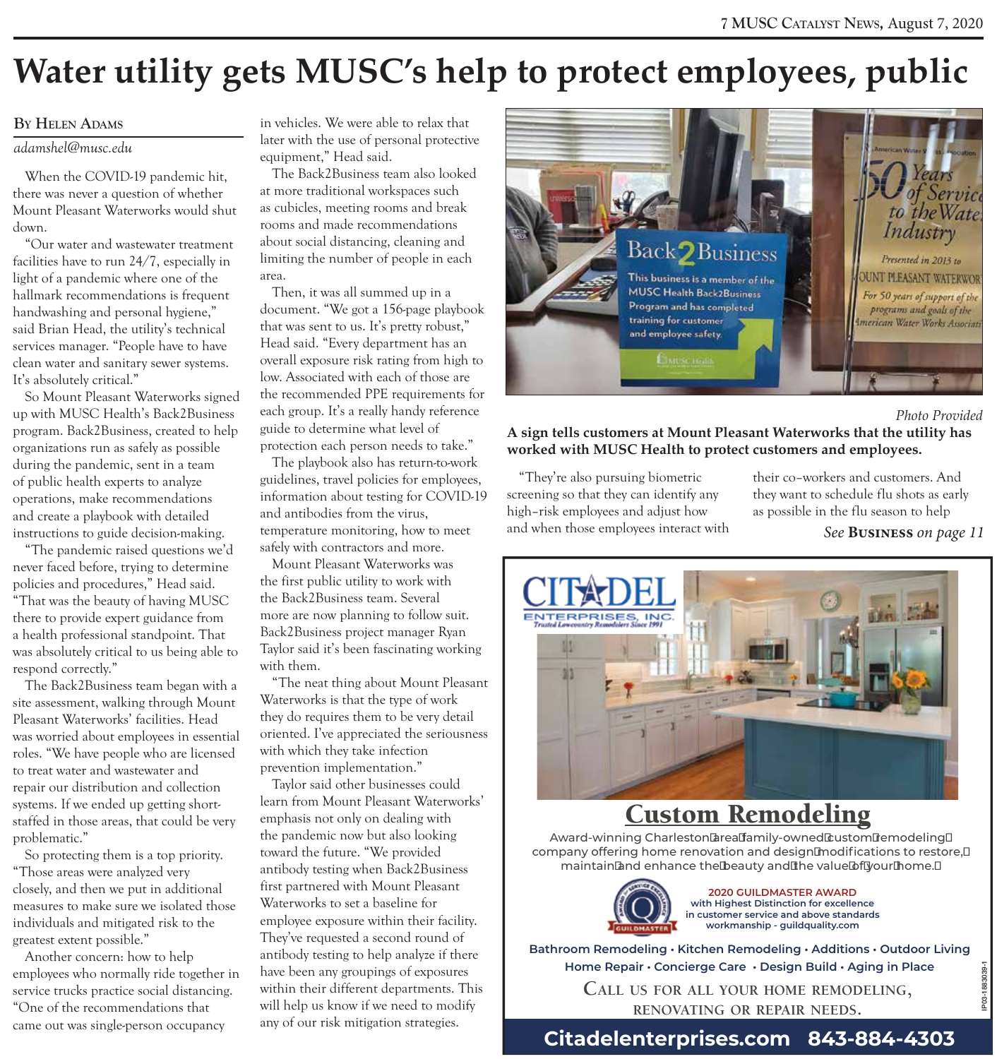# Water utility gets MUSC's help to protect employees, public

**By Helen Adams**

*adamshel@musc.edu*

When the COVID-19 pandemic hit, there was never a question of whether Mount Pleasant Waterworks would shut down.

"Our water and wastewater treatment facilities have to run 24/7, especially in light of a pandemic where one of the hallmark recommendations is frequent handwashing and personal hygiene," said Brian Head, the utility's technical services manager. "People have to have clean water and sanitary sewer systems. It's absolutely critical."

So Mount Pleasant Waterworks signed up with MUSC Health's Back2Business program. Back2Business, created to help organizations run as safely as possible during the pandemic, sent in a team of public health experts to analyze operations, make recommendations and create a playbook with detailed instructions to guide decision-making.

"The pandemic raised questions we'd never faced before, trying to determine policies and procedures," Head said. "That was the beauty of having MUSC there to provide expert guidance from a health professional standpoint. That was absolutely critical to us being able to respond correctly."

The Back2Business team began with a site assessment, walking through Mount Pleasant Waterworks' facilities. Head was worried about employees in essential roles. "We have people who are licensed to treat water and wastewater and repair our distribution and collection systems. If we ended up getting short-staffed in those areas, that could be very problematic."

So protecting them is a top priority. "Those areas were analyzed very closely, and then we put in additional measures to make sure we isolated those individuals and mitigated risk to the greatest extent possible."

Another concern: how to help employees who normally ride together in service trucks practice social distancing. "One of the recommendations that came out was single-person occupancy in vehicles. We were able to relax that later with the use of personal protective equipment," Head said.

The Back2Business team also looked at more traditional workspaces such as cubicles, meeting rooms and break rooms and made recommendations about social distancing, cleaning and limiting the number of people in each area.

Then, it was all summed up in a document. "We got a 156-page playbook that was sent to us. It's pretty robust," Head said. "Every department has an overall exposure risk rating from high to low. Associated with each of those are the recommended PPE requirements for each group. It's a really handy reference guide to determine what level of protection each person needs to take."

The playbook also has return-to-work guidelines, travel policies for employees, information about testing for COVID-19 and antibodies from the virus, temperature monitoring, how to meet safely with contractors and more.

Mount Pleasant Waterworks was the first public utility to work with the Back2Business team. Several more are now planning to follow suit. Back2Business project manager Ryan Taylor said it's been fascinating working with them.

"The neat thing about Mount Pleasant Waterworks is that the type of work they do requires them to be very detail oriented. I've appreciated the seriousness with which they take infection prevention implementation."

Taylor said other businesses could learn from Mount Pleasant Waterworks' emphasis not only on dealing with the pandemic now but also looking toward the future. "We provided antibody testing when Back2Business first partnered with Mount Pleasant Waterworks to set a baseline for employee exposure within their facility. They've requested a second round of antibody testing to help analyze if there have been any groupings of exposures within their different departments. This will help us know if we need to modify any of our risk mitigation strategies.

*Photo Provided*

**A sign tells customers at Mount Pleasant Waterworks that the utility has worked with MUSC Health to protect customers and employees.**

"They're also pursuing biometric screening so that they can identify any high-risk employees and adjust how and when those employees interact with their co-workers and customers. And they want to schedule flu shots as early as possible in the flu season to help

*See* **Business** *on page 11*

---

**CITADEL ENTERPRISES, INC.**
*Trusted Lowcountry Remodelers Since 1991*

## Custom Remodeling

Award-winning Charleston area family-owned custom remodeling company offering home renovation and design modifications to restore, maintain and enhance the beauty and the value of your home.

**2020 GUILDMASTER AWARD**
with Highest Distinction for excellence in customer service and above standards workmanship - guildquality.com

Bathroom Remodeling • Kitchen Remodeling • Additions • Outdoor Living
Home Repair • Concierge Care • Design Build • Aging in Place

CALL US FOR ALL YOUR HOME REMODELING, RENOVATING OR REPAIR NEEDS.

**Citadelenterprises.com 843-884-4303**

IP03-1883039-1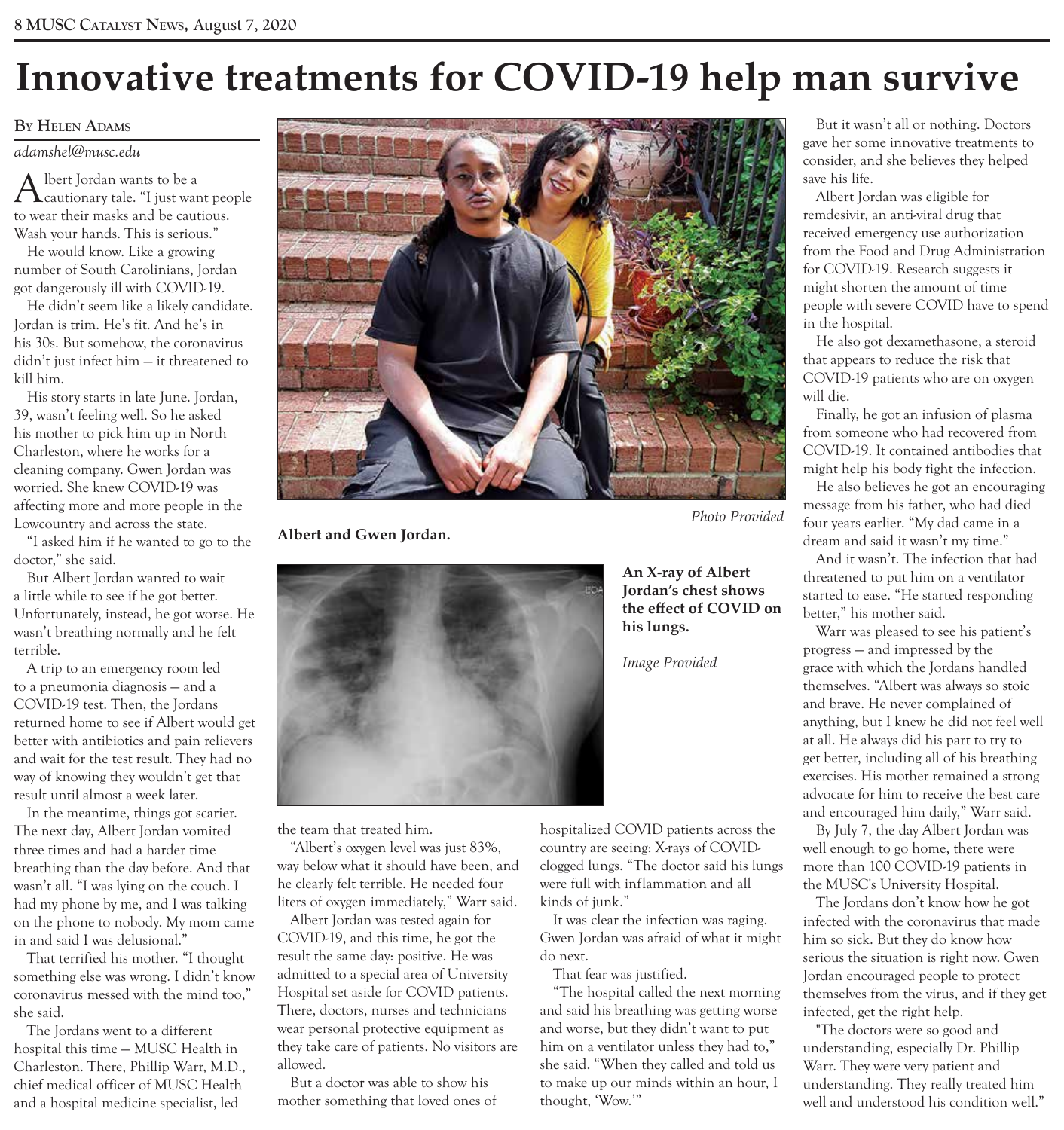# Innovative treatments for COVID-19 help man survive

**By Helen Adams**

*adamshel@musc.edu*

Albert Jordan wants to be a cautionary tale. "I just want people to wear their masks and be cautious. Wash your hands. This is serious."

He would know. Like a growing number of South Carolinians, Jordan got dangerously ill with COVID-19.

He didn't seem like a likely candidate. Jordan is trim. He's fit. And he's in his 30s. But somehow, the coronavirus didn't just infect him — it threatened to kill him.

His story starts in late June. Jordan, 39, wasn't feeling well. So he asked his mother to pick him up in North Charleston, where he works for a cleaning company. Gwen Jordan was worried. She knew COVID-19 was affecting more and more people in the Lowcountry and across the state.

"I asked him if he wanted to go to the doctor," she said.

But Albert Jordan wanted to wait a little while to see if he got better. Unfortunately, instead, he got worse. He wasn't breathing normally and he felt terrible.

A trip to an emergency room led to a pneumonia diagnosis — and a COVID-19 test. Then, the Jordans returned home to see if Albert would get better with antibiotics and pain relievers and wait for the test result. They had no way of knowing they wouldn't get that result until almost a week later.

In the meantime, things got scarier. The next day, Albert Jordan vomited three times and had a harder time breathing than the day before. And that wasn't all. "I was lying on the couch. I had my phone by me, and I was talking on the phone to nobody. My mom came in and said I was delusional."

That terrified his mother. "I thought something else was wrong. I didn't know coronavirus messed with the mind too," she said.

The Jordans went to a different hospital this time — MUSC Health in Charleston. There, Phillip Warr, M.D., chief medical officer of MUSC Health and a hospital medicine specialist, led the team that treated him.

**Albert and Gwen Jordan.**

*Photo Provided*

**An X-ray of Albert Jordan's chest shows the effect of COVID on his lungs.**

*Image Provided*

"Albert's oxygen level was just 83%, way below what it should have been, and he clearly felt terrible. He needed four liters of oxygen immediately," Warr said.

Albert Jordan was tested again for COVID-19, and this time, he got the result the same day: positive. He was admitted to a special area of University Hospital set aside for COVID patients. There, doctors, nurses and technicians wear personal protective equipment as they take care of patients. No visitors are allowed.

But a doctor was able to show his mother something that loved ones of hospitalized COVID patients across the country are seeing: X-rays of COVID-clogged lungs. "The doctor said his lungs were full with inflammation and all kinds of junk."

It was clear the infection was raging. Gwen Jordan was afraid of what it might do next.

That fear was justified.

"The hospital called the next morning and said his breathing was getting worse and worse, but they didn't want to put him on a ventilator unless they had to," she said. "When they called and told us to make up our minds within an hour, I thought, 'Wow.'"

But it wasn't all or nothing. Doctors gave her some innovative treatments to consider, and she believes they helped save his life.

Albert Jordan was eligible for remdesivir, an anti-viral drug that received emergency use authorization from the Food and Drug Administration for COVID-19. Research suggests it might shorten the amount of time people with severe COVID have to spend in the hospital.

He also got dexamethasone, a steroid that appears to reduce the risk that COVID-19 patients who are on oxygen will die.

Finally, he got an infusion of plasma from someone who had recovered from COVID-19. It contained antibodies that might help his body fight the infection.

He also believes he got an encouraging message from his father, who had died four years earlier. "My dad came in a dream and said it wasn't my time."

And it wasn't. The infection that had threatened to put him on a ventilator started to ease. "He started responding better," his mother said.

Warr was pleased to see his patient's progress — and impressed by the grace with which the Jordans handled themselves. "Albert was always so stoic and brave. He never complained of anything, but I knew he did not feel well at all. He always did his part to try to get better, including all of his breathing exercises. His mother remained a strong advocate for him to receive the best care and encouraged him daily," Warr said.

By July 7, the day Albert Jordan was well enough to go home, there were more than 100 COVID-19 patients in the MUSC's University Hospital.

The Jordans don't know how he got infected with the coronavirus that made him so sick. But they do know how serious the situation is right now. Gwen Jordan encouraged people to protect themselves from the virus, and if they get infected, get the right help.

"The doctors were so good and understanding, especially Dr. Phillip Warr. They were very patient and understanding. They really treated him well and understood his condition well."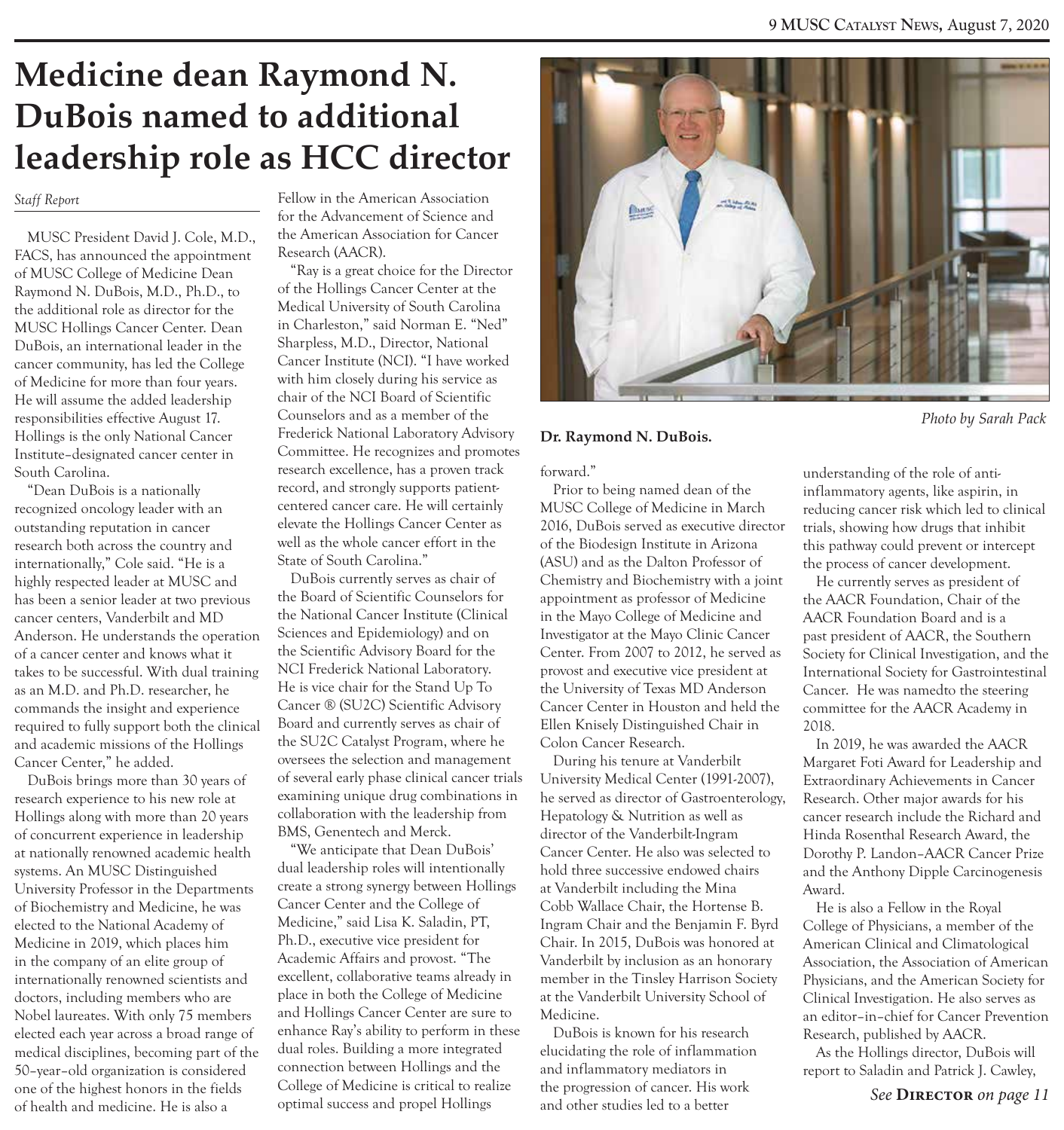# Medicine dean Raymond N. DuBois named to additional leadership role as HCC director

*Staff Report*

MUSC President David J. Cole, M.D., FACS, has announced the appointment of MUSC College of Medicine Dean Raymond N. DuBois, M.D., Ph.D., to the additional role as director for the MUSC Hollings Cancer Center. Dean DuBois, an international leader in the cancer community, has led the College of Medicine for more than four years. He will assume the added leadership responsibilities effective August 17. Hollings is the only National Cancer Institute–designated cancer center in South Carolina.

"Dean DuBois is a nationally recognized oncology leader with an outstanding reputation in cancer research both across the country and internationally," Cole said. "He is a highly respected leader at MUSC and has been a senior leader at two previous cancer centers, Vanderbilt and MD Anderson. He understands the operation of a cancer center and knows what it takes to be successful. With dual training as an M.D. and Ph.D. researcher, he commands the insight and experience required to fully support both the clinical and academic missions of the Hollings Cancer Center," he added.

DuBois brings more than 30 years of research experience to his new role at Hollings along with more than 20 years of concurrent experience in leadership at nationally renowned academic health systems. An MUSC Distinguished University Professor in the Departments of Biochemistry and Medicine, he was elected to the National Academy of Medicine in 2019, which places him in the company of an elite group of internationally renowned scientists and doctors, including members who are Nobel laureates. With only 75 members elected each year across a broad range of medical disciplines, becoming part of the 50–year–old organization is considered one of the highest honors in the fields of health and medicine. He is also a Fellow in the American Association for the Advancement of Science and the American Association for Cancer Research (AACR).

"Ray is a great choice for the Director of the Hollings Cancer Center at the Medical University of South Carolina in Charleston," said Norman E. "Ned" Sharpless, M.D., Director, National Cancer Institute (NCI). "I have worked with him closely during his service as chair of the NCI Board of Scientific Counselors and as a member of the Frederick National Laboratory Advisory Committee. He recognizes and promotes research excellence, has a proven track record, and strongly supports patient-centered cancer care. He will certainly elevate the Hollings Cancer Center as well as the whole cancer effort in the State of South Carolina."

DuBois currently serves as chair of the Board of Scientific Counselors for the National Cancer Institute (Clinical Sciences and Epidemiology) and on the Scientific Advisory Board for the NCI Frederick National Laboratory. He is vice chair for the Stand Up To Cancer ® (SU2C) Scientific Advisory Board and currently serves as chair of the SU2C Catalyst Program, where he oversees the selection and management of several early phase clinical cancer trials examining unique drug combinations in collaboration with the leadership from BMS, Genentech and Merck.

"We anticipate that Dean DuBois' dual leadership roles will intentionally create a strong synergy between Hollings Cancer Center and the College of Medicine," said Lisa K. Saladin, PT, Ph.D., executive vice president for Academic Affairs and provost. "The excellent, collaborative teams already in place in both the College of Medicine and Hollings Cancer Center are sure to enhance Ray's ability to perform in these dual roles. Building a more integrated connection between Hollings and the College of Medicine is critical to realize optimal success and propel Hollings forward."

*Photo by Sarah Pack*

**Dr. Raymond N. DuBois.**

Prior to being named dean of the MUSC College of Medicine in March 2016, DuBois served as executive director of the Biodesign Institute in Arizona (ASU) and as the Dalton Professor of Chemistry and Biochemistry with a joint appointment as professor of Medicine in the Mayo College of Medicine and Investigator at the Mayo Clinic Cancer Center. From 2007 to 2012, he served as provost and executive vice president at the University of Texas MD Anderson Cancer Center in Houston and held the Ellen Knisely Distinguished Chair in Colon Cancer Research.

During his tenure at Vanderbilt University Medical Center (1991-2007), he served as director of Gastroenterology, Hepatology & Nutrition as well as director of the Vanderbilt-Ingram Cancer Center. He also was selected to hold three successive endowed chairs at Vanderbilt including the Mina Cobb Wallace Chair, the Hortense B. Ingram Chair and the Benjamin F. Byrd Chair. In 2015, DuBois was honored at Vanderbilt by inclusion as an honorary member in the Tinsley Harrison Society at the Vanderbilt University School of Medicine.

DuBois is known for his research elucidating the role of inflammation and inflammatory mediators in the progression of cancer. His work and other studies led to a better understanding of the role of anti-inflammatory agents, like aspirin, in reducing cancer risk which led to clinical trials, showing how drugs that inhibit this pathway could prevent or intercept the process of cancer development.

He currently serves as president of the AACR Foundation, Chair of the AACR Foundation Board and is a past president of AACR, the Southern Society for Clinical Investigation, and the International Society for Gastrointestinal Cancer. He was namedto the steering committee for the AACR Academy in 2018.

In 2019, he was awarded the AACR Margaret Foti Award for Leadership and Extraordinary Achievements in Cancer Research. Other major awards for his cancer research include the Richard and Hinda Rosenthal Research Award, the Dorothy P. Landon–AACR Cancer Prize and the Anthony Dipple Carcinogenesis Award.

He is also a Fellow in the Royal College of Physicians, a member of the American Clinical and Climatological Association, the Association of American Physicians, and the American Society for Clinical Investigation. He also serves as an editor–in–chief for Cancer Prevention Research, published by AACR.

As the Hollings director, DuBois will report to Saladin and Patrick J. Cawley,

*See* **Director** *on page 11*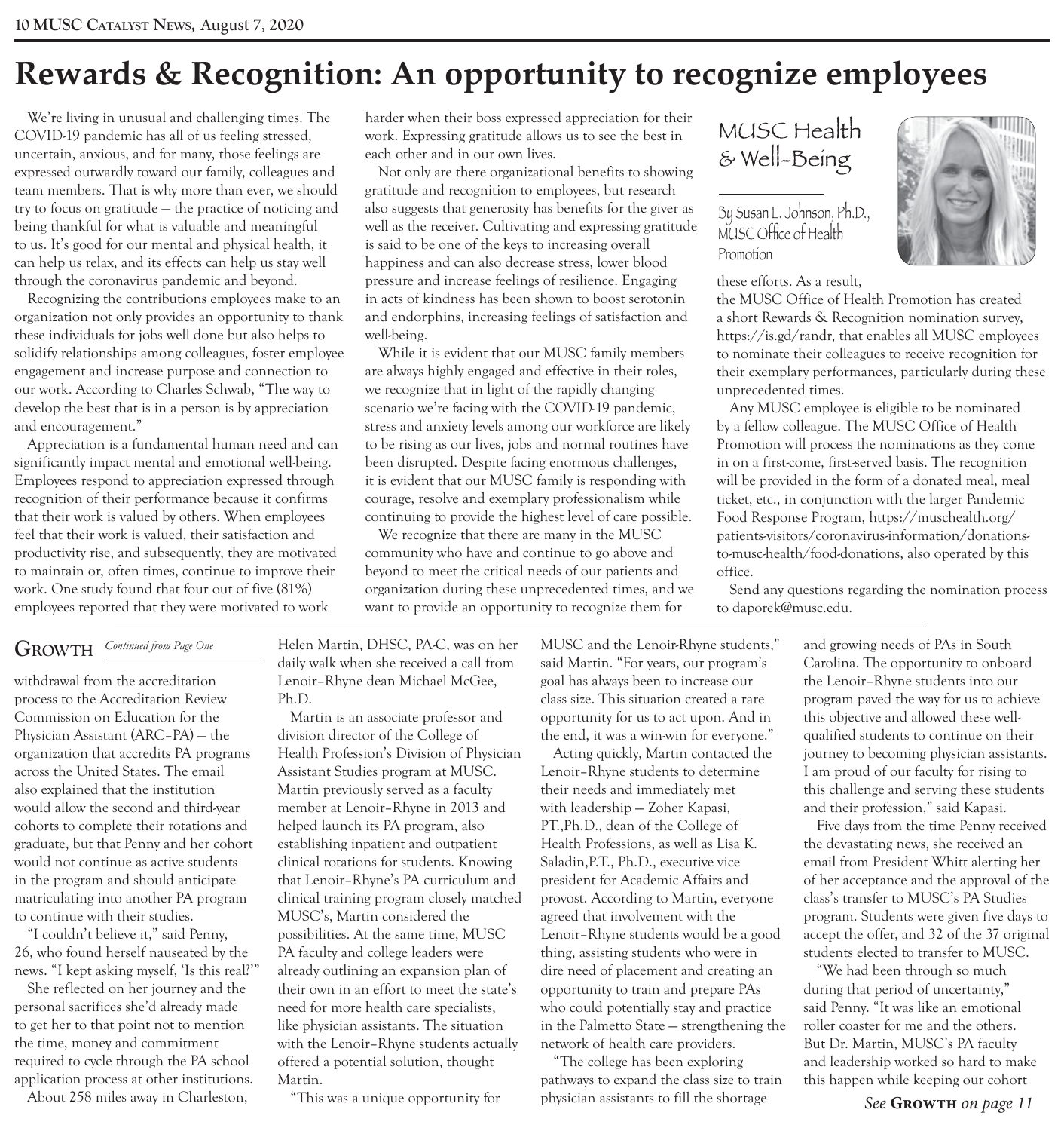# Rewards & Recognition: An opportunity to recognize employees

MUSC Health & Well-Being

By Susan L. Johnson, Ph.D., MUSC Office of Health Promotion

We're living in unusual and challenging times. The COVID-19 pandemic has all of us feeling stressed, uncertain, anxious, and for many, those feelings are expressed outwardly toward our family, colleagues and team members. That is why more than ever, we should try to focus on gratitude — the practice of noticing and being thankful for what is valuable and meaningful to us. It's good for our mental and physical health, it can help us relax, and its effects can help us stay well through the coronavirus pandemic and beyond.

Recognizing the contributions employees make to an organization not only provides an opportunity to thank these individuals for jobs well done but also helps to solidify relationships among colleagues, foster employee engagement and increase purpose and connection to our work. According to Charles Schwab, "The way to develop the best that is in a person is by appreciation and encouragement."

Appreciation is a fundamental human need and can significantly impact mental and emotional well-being. Employees respond to appreciation expressed through recognition of their performance because it confirms that their work is valued by others. When employees feel that their work is valued, their satisfaction and productivity rise, and subsequently, they are motivated to maintain or, often times, continue to improve their work. One study found that four out of five (81%) employees reported that they were motivated to work harder when their boss expressed appreciation for their work. Expressing gratitude allows us to see the best in each other and in our own lives.

Not only are there organizational benefits to showing gratitude and recognition to employees, but research also suggests that generosity has benefits for the giver as well as the receiver. Cultivating and expressing gratitude is said to be one of the keys to increasing overall happiness and can also decrease stress, lower blood pressure and increase feelings of resilience. Engaging in acts of kindness has been shown to boost serotonin and endorphins, increasing feelings of satisfaction and well-being.

While it is evident that our MUSC family members are always highly engaged and effective in their roles, we recognize that in light of the rapidly changing scenario we're facing with the COVID-19 pandemic, stress and anxiety levels among our workforce are likely to be rising as our lives, jobs and normal routines have been disrupted. Despite facing enormous challenges, it is evident that our MUSC family is responding with courage, resolve and exemplary professionalism while continuing to provide the highest level of care possible.

We recognize that there are many in the MUSC community who have and continue to go above and beyond to meet the critical needs of our patients and organization during these unprecedented times, and we want to provide an opportunity to recognize them for these efforts. As a result, the MUSC Office of Health Promotion has created a short Rewards & Recognition nomination survey, https://is.gd/randr, that enables all MUSC employees to nominate their colleagues to receive recognition for their exemplary performances, particularly during these unprecedented times.

Any MUSC employee is eligible to be nominated by a fellow colleague. The MUSC Office of Health Promotion will process the nominations as they come in on a first-come, first-served basis. The recognition will be provided in the form of a donated meal, meal ticket, etc., in conjunction with the larger Pandemic Food Response Program, https://muschealth.org/patients-visitors/coronavirus-information/donations-to-musc-health/food-donations, also operated by this office.

Send any questions regarding the nomination process to daporek@musc.edu.

## Growth

*Continued from Page One*

withdrawal from the accreditation process to the Accreditation Review Commission on Education for the Physician Assistant (ARC–PA) — the organization that accredits PA programs across the United States. The email also explained that the institution would allow the second and third-year cohorts to complete their rotations and graduate, but that Penny and her cohort would not continue as active students in the program and should anticipate matriculating into another PA program to continue with their studies.

"I couldn't believe it," said Penny, 26, who found herself nauseated by the news. "I kept asking myself, 'Is this real?'"

She reflected on her journey and the personal sacrifices she'd already made to get her to that point not to mention the time, money and commitment required to cycle through the PA school application process at other institutions.

About 258 miles away in Charleston, Helen Martin, DHSC, PA-C, was on her daily walk when she received a call from Lenoir–Rhyne dean Michael McGee, Ph.D.

Martin is an associate professor and division director of the College of Health Profession's Division of Physician Assistant Studies program at MUSC. Martin previously served as a faculty member at Lenoir–Rhyne in 2013 and helped launch its PA program, also establishing inpatient and outpatient clinical rotations for students. Knowing that Lenoir–Rhyne's PA curriculum and clinical training program closely matched MUSC's, Martin considered the possibilities. At the same time, MUSC PA faculty and college leaders were already outlining an expansion plan of their own in an effort to meet the state's need for more health care specialists, like physician assistants. The situation with the Lenoir–Rhyne students actually offered a potential solution, thought Martin.

"This was a unique opportunity for MUSC and the Lenoir-Rhyne students," said Martin. "For years, our program's goal has always been to increase our class size. This situation created a rare opportunity for us to act upon. And in the end, it was a win-win for everyone."

Acting quickly, Martin contacted the Lenoir–Rhyne students to determine their needs and immediately met with leadership — Zoher Kapasi, PT.,Ph.D., dean of the College of Health Professions, as well as Lisa K. Saladin,P.T., Ph.D., executive vice president for Academic Affairs and provost. According to Martin, everyone agreed that involvement with the Lenoir–Rhyne students would be a good thing, assisting students who were in dire need of placement and creating an opportunity to train and prepare PAs who could potentially stay and practice in the Palmetto State — strengthening the network of health care providers.

"The college has been exploring pathways to expand the class size to train physician assistants to fill the shortage and growing needs of PAs in South Carolina. The opportunity to onboard the Lenoir–Rhyne students into our program paved the way for us to achieve this objective and allowed these well-qualified students to continue on their journey to becoming physician assistants. I am proud of our faculty for rising to this challenge and serving these students and their profession," said Kapasi.

Five days from the time Penny received the devastating news, she received an email from President Whitt alerting her of her acceptance and the approval of the class's transfer to MUSC's PA Studies program. Students were given five days to accept the offer, and 32 of the 37 original students elected to transfer to MUSC.

"We had been through so much during that period of uncertainty," said Penny. "It was like an emotional roller coaster for me and the others. But Dr. Martin, MUSC's PA faculty and leadership worked so hard to make this happen while keeping our cohort

*See* **Growth** *on page 11*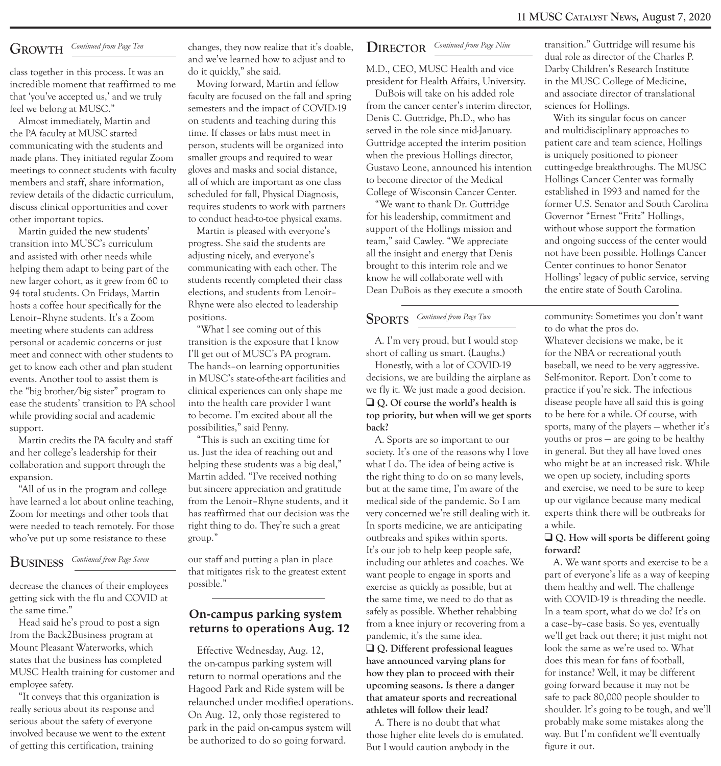## GROWTH *Continued from Page Ten*

class together in this process. It was an incredible moment that reaffirmed to me that 'you've accepted us,' and we truly feel we belong at MUSC."

Almost immediately, Martin and the PA faculty at MUSC started communicating with the students and made plans. They initiated regular Zoom meetings to connect students with faculty members and staff, share information, review details of the didactic curriculum, discuss clinical opportunities and cover other important topics.

Martin guided the new students' transition into MUSC's curriculum and assisted with other needs while helping them adapt to being part of the new larger cohort, as it grew from 60 to 94 total students. On Fridays, Martin hosts a coffee hour specifically for the Lenoir–Rhyne students. It's a Zoom meeting where students can address personal or academic concerns or just meet and connect with other students to get to know each other and plan student events. Another tool to assist them is the "big brother/big sister" program to ease the students' transition to PA school while providing social and academic support.

Martin credits the PA faculty and staff and her college's leadership for their collaboration and support through the expansion.

"All of us in the program and college have learned a lot about online teaching, Zoom for meetings and other tools that were needed to teach remotely. For those who've put up some resistance to these changes, they now realize that it's doable, and we've learned how to adjust and to do it quickly," she said.

Moving forward, Martin and fellow faculty are focused on the fall and spring semesters and the impact of COVID-19 on students and teaching during this time. If classes or labs must meet in person, students will be organized into smaller groups and required to wear gloves and masks and social distance, all of which are important as one class scheduled for fall, Physical Diagnosis, requires students to work with partners to conduct head-to-toe physical exams.

Martin is pleased with everyone's progress. She said the students are adjusting nicely, and everyone's communicating with each other. The students recently completed their class elections, and students from Lenoir–Rhyne were also elected to leadership positions.

"What I see coming out of this transition is the exposure that I know I'll get out of MUSC's PA program. The hands–on learning opportunities in MUSC's state-of-the-art facilities and clinical experiences can only shape me into the health care provider I want to become. I'm excited about all the possibilities," said Penny.

"This is such an exciting time for us. Just the idea of reaching out and helping these students was a big deal," Martin added. "I've received nothing but sincere appreciation and gratitude from the Lenoir–Rhyne students, and it has reaffirmed that our decision was the right thing to do. They're such a great group."

## BUSINESS *Continued from Page Seven*

decrease the chances of their employees getting sick with the flu and COVID at the same time."

Head said he's proud to post a sign from the Back2Business program at Mount Pleasant Waterworks, which states that the business has completed MUSC Health training for customer and employee safety.

"It conveys that this organization is really serious about its response and serious about the safety of everyone involved because we went to the extent of getting this certification, training our staff and putting a plan in place that mitigates risk to the greatest extent possible."

## On-campus parking system returns to operations Aug. 12

Effective Wednesday, Aug. 12, the on-campus parking system will return to normal operations and the Hagood Park and Ride system will be relaunched under modified operations. On Aug. 12, only those registered to park in the paid on-campus system will be authorized to do so going forward.

## DIRECTOR *Continued from Page Nine*

M.D., CEO, MUSC Health and vice president for Health Affairs, University.

DuBois will take on his added role from the cancer center's interim director, Denis C. Guttridge, Ph.D., who has served in the role since mid-January. Guttridge accepted the interim position when the previous Hollings director, Gustavo Leone, announced his intention to become director of the Medical College of Wisconsin Cancer Center.

"We want to thank Dr. Guttridge for his leadership, commitment and support of the Hollings mission and team," said Cawley. "We appreciate all the insight and energy that Denis brought to this interim role and we know he will collaborate well with Dean DuBois as they execute a smooth transition." Guttridge will resume his dual role as director of the Charles P. Darby Children's Research Institute in the MUSC College of Medicine, and associate director of translational sciences for Hollings.

With its singular focus on cancer and multidisciplinary approaches to patient care and team science, Hollings is uniquely positioned to pioneer cutting-edge breakthroughs. The MUSC Hollings Cancer Center was formally established in 1993 and named for the former U.S. Senator and South Carolina Governor "Ernest "Fritz" Hollings, without whose support the formation and ongoing success of the center would not have been possible. Hollings Cancer Center continues to honor Senator Hollings' legacy of public service, serving the entire state of South Carolina.

## SPORTS *Continued from Page Two*

A. I'm very proud, but I would stop short of calling us smart. (Laughs.)

Honestly, with a lot of COVID-19 decisions, we are building the airplane as we fly it. We just made a good decision.

❑ **Q. Of course the world's health is top priority, but when will we get sports back?**

A. Sports are so important to our society. It's one of the reasons why I love what I do. The idea of being active is the right thing to do on so many levels, but at the same time, I'm aware of the medical side of the pandemic. So I am very concerned we're still dealing with it. In sports medicine, we are anticipating outbreaks and spikes within sports. It's our job to help keep people safe, including our athletes and coaches. We want people to engage in sports and exercise as quickly as possible, but at the same time, we need to do that as safely as possible. Whether rehabbing from a knee injury or recovering from a pandemic, it's the same idea.

❑ **Q. Different professional leagues have announced varying plans for how they plan to proceed with their upcoming seasons. Is there a danger that amateur sports and recreational athletes will follow their lead?**

A. There is no doubt that what those higher elite levels do is emulated. But I would caution anybody in the community: Sometimes you don't want to do what the pros do.

Whatever decisions we make, be it for the NBA or recreational youth baseball, we need to be very aggressive. Self-monitor. Report. Don't come to practice if you're sick. The infectious disease people have all said this is going to be here for a while. Of course, with sports, many of the players — whether it's youths or pros — are going to be healthy in general. But they all have loved ones who might be at an increased risk. While we open up society, including sports and exercise, we need to be sure to keep up our vigilance because many medical experts think there will be outbreaks for a while.

❑ **Q. How will sports be different going forward?**

A. We want sports and exercise to be a part of everyone's life as a way of keeping them healthy and well. The challenge with COVID-19 is threading the needle. In a team sport, what do we do? It's on a case–by–case basis. So yes, eventually we'll get back out there; it just might not look the same as we're used to. What does this mean for fans of football, for instance? Well, it may be different going forward because it may not be safe to pack 80,000 people shoulder to shoulder. It's going to be tough, and we'll probably make some mistakes along the way. But I'm confident we'll eventually figure it out.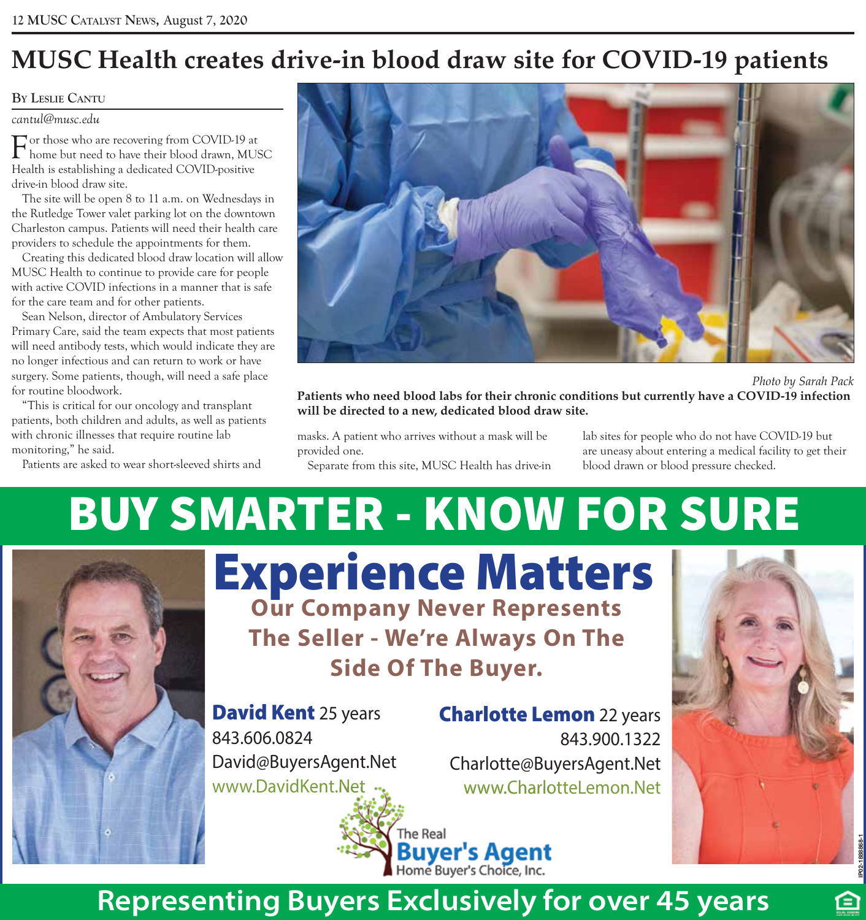# MUSC Health creates drive-in blood draw site for COVID-19 patients

**By Leslie Cantu**

*cantul@musc.edu*

For those who are recovering from COVID-19 at home but need to have their blood drawn, MUSC Health is establishing a dedicated COVID-positive drive-in blood draw site.

The site will be open 8 to 11 a.m. on Wednesdays in the Rutledge Tower valet parking lot on the downtown Charleston campus. Patients will need their health care providers to schedule the appointments for them.

Creating this dedicated blood draw location will allow MUSC Health to continue to provide care for people with active COVID infections in a manner that is safe for the care team and for other patients.

Sean Nelson, director of Ambulatory Services Primary Care, said the team expects that most patients will need antibody tests, which would indicate they are no longer infectious and can return to work or have surgery. Some patients, though, will need a safe place for routine bloodwork.

"This is critical for our oncology and transplant patients, both children and adults, as well as patients with chronic illnesses that require routine lab monitoring," he said.

Patients are asked to wear short-sleeved shirts and masks. A patient who arrives without a mask will be provided one.

Separate from this site, MUSC Health has drive-in lab sites for people who do not have COVID-19 but are uneasy about entering a medical facility to get their blood drawn or blood pressure checked.

*Photo by Sarah Pack*

**Patients who need blood labs for their chronic conditions but currently have a COVID-19 infection will be directed to a new, dedicated blood draw site.**

# BUY SMARTER - KNOW FOR SURE

## Experience Matters

**Our Company Never Represents The Seller - We're Always On The Side Of The Buyer.**

**David Kent** 25 years
843.606.0824
David@BuyersAgent.Net
www.DavidKent.Net

**Charlotte Lemon** 22 years
843.900.1322
Charlotte@BuyersAgent.Net
www.CharlotteLemon.Net

The Real **Buyer's Agent**
Home Buyer's Choice, Inc.

**Representing Buyers Exclusively for over 45 years**